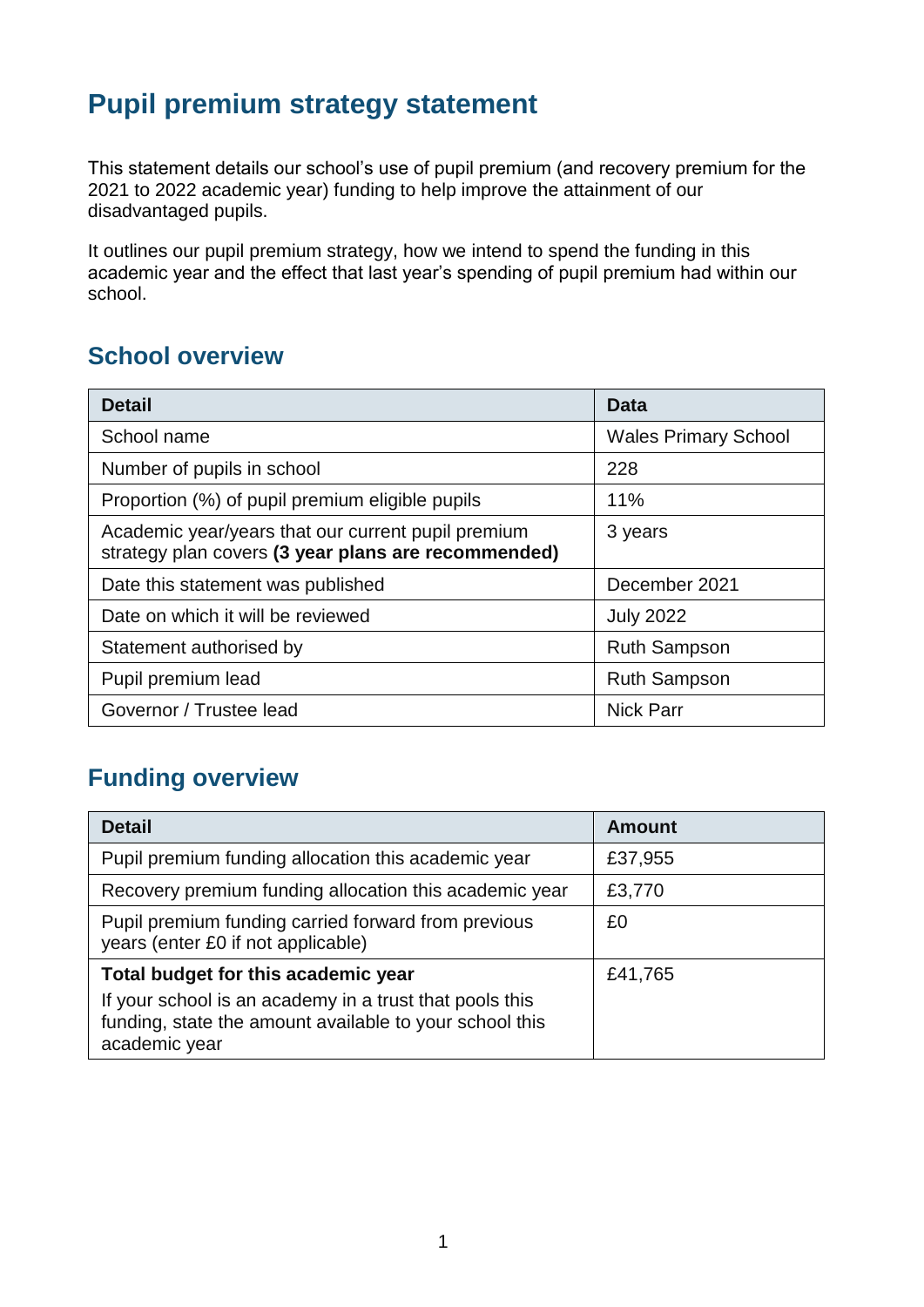# Pupil premium strategy statement

This statement details our school's use of pupil premium (and recovery premium for the 2021 to 2022 academic year) funding to help improve the attainment of our disadvantaged pupils.

It outlines our pupil premium strategy, how we intend to spend the funding in this academic year and the effect that last year's spending of pupil premium had within our school.

## School overview

| Detail | Data |
|---|---|
| School name | Wales Primary School |
| Number of pupils in school | 228 |
| Proportion (%) of pupil premium eligible pupils | 11% |
| Academic year/years that our current pupil premium strategy plan covers **(3 year plans are recommended)** | 3 years |
| Date this statement was published | December 2021 |
| Date on which it will be reviewed | July 2022 |
| Statement authorised by | Ruth Sampson |
| Pupil premium lead | Ruth Sampson |
| Governor / Trustee lead | Nick Parr |

## Funding overview

| Detail | Amount |
|---|---|
| Pupil premium funding allocation this academic year | £37,955 |
| Recovery premium funding allocation this academic year | £3,770 |
| Pupil premium funding carried forward from previous years (enter £0 if not applicable) | £0 |
| **Total budget for this academic year**<br>If your school is an academy in a trust that pools this funding, state the amount available to your school this academic year | £41,765 |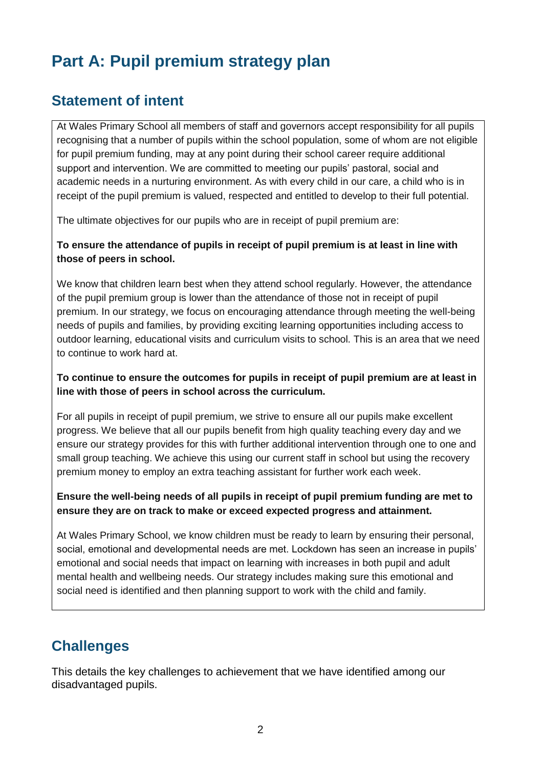# Part A: Pupil premium strategy plan

## Statement of intent

At Wales Primary School all members of staff and governors accept responsibility for all pupils recognising that a number of pupils within the school population, some of whom are not eligible for pupil premium funding, may at any point during their school career require additional support and intervention. We are committed to meeting our pupils' pastoral, social and academic needs in a nurturing environment. As with every child in our care, a child who is in receipt of the pupil premium is valued, respected and entitled to develop to their full potential.

The ultimate objectives for our pupils who are in receipt of pupil premium are:

**To ensure the attendance of pupils in receipt of pupil premium is at least in line with those of peers in school.**

We know that children learn best when they attend school regularly. However, the attendance of the pupil premium group is lower than the attendance of those not in receipt of pupil premium. In our strategy, we focus on encouraging attendance through meeting the well-being needs of pupils and families, by providing exciting learning opportunities including access to outdoor learning, educational visits and curriculum visits to school. This is an area that we need to continue to work hard at.

**To continue to ensure the outcomes for pupils in receipt of pupil premium are at least in line with those of peers in school across the curriculum.**

For all pupils in receipt of pupil premium, we strive to ensure all our pupils make excellent progress. We believe that all our pupils benefit from high quality teaching every day and we ensure our strategy provides for this with further additional intervention through one to one and small group teaching. We achieve this using our current staff in school but using the recovery premium money to employ an extra teaching assistant for further work each week.

**Ensure the well-being needs of all pupils in receipt of pupil premium funding are met to ensure they are on track to make or exceed expected progress and attainment.**

At Wales Primary School, we know children must be ready to learn by ensuring their personal, social, emotional and developmental needs are met. Lockdown has seen an increase in pupils' emotional and social needs that impact on learning with increases in both pupil and adult mental health and wellbeing needs. Our strategy includes making sure this emotional and social need is identified and then planning support to work with the child and family.

## Challenges

This details the key challenges to achievement that we have identified among our disadvantaged pupils.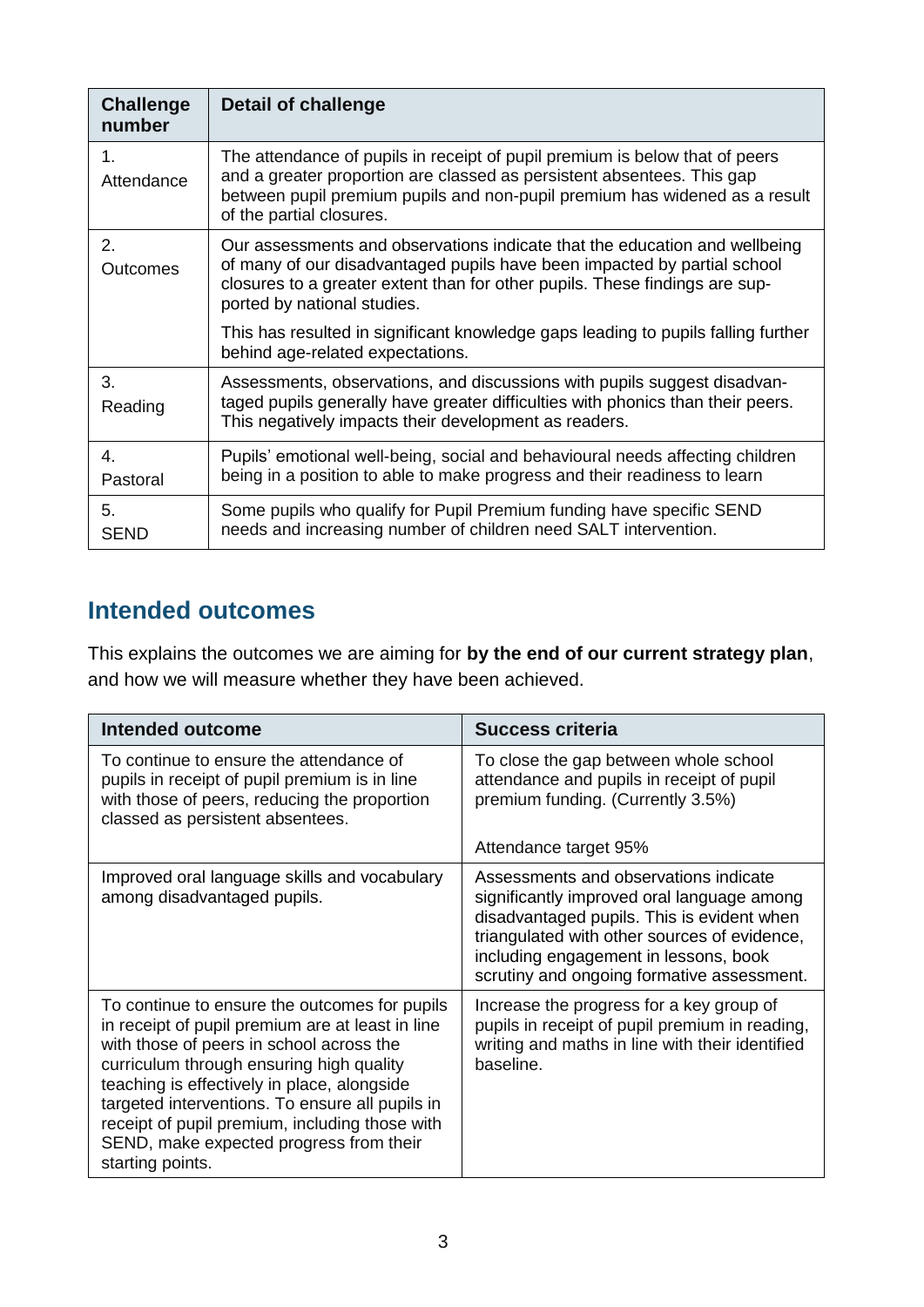| Challenge number | Detail of challenge |
|---|---|
| 1. Attendance | The attendance of pupils in receipt of pupil premium is below that of peers and a greater proportion are classed as persistent absentees. This gap between pupil premium pupils and non-pupil premium has widened as a result of the partial closures. |
| 2. Outcomes | Our assessments and observations indicate that the education and wellbeing of many of our disadvantaged pupils have been impacted by partial school closures to a greater extent than for other pupils. These findings are supported by national studies.<br><br>This has resulted in significant knowledge gaps leading to pupils falling further behind age-related expectations. |
| 3. Reading | Assessments, observations, and discussions with pupils suggest disadvantaged pupils generally have greater difficulties with phonics than their peers. This negatively impacts their development as readers. |
| 4. Pastoral | Pupils' emotional well-being, social and behavioural needs affecting children being in a position to able to make progress and their readiness to learn |
| 5. SEND | Some pupils who qualify for Pupil Premium funding have specific SEND needs and increasing number of children need SALT intervention. |

## Intended outcomes

This explains the outcomes we are aiming for **by the end of our current strategy plan**, and how we will measure whether they have been achieved.

| Intended outcome | Success criteria |
|---|---|
| To continue to ensure the attendance of pupils in receipt of pupil premium is in line with those of peers, reducing the proportion classed as persistent absentees. | To close the gap between whole school attendance and pupils in receipt of pupil premium funding. (Currently 3.5%)<br><br>Attendance target 95% |
| Improved oral language skills and vocabulary among disadvantaged pupils. | Assessments and observations indicate significantly improved oral language among disadvantaged pupils. This is evident when triangulated with other sources of evidence, including engagement in lessons, book scrutiny and ongoing formative assessment. |
| To continue to ensure the outcomes for pupils in receipt of pupil premium are at least in line with those of peers in school across the curriculum through ensuring high quality teaching is effectively in place, alongside targeted interventions. To ensure all pupils in receipt of pupil premium, including those with SEND, make expected progress from their starting points. | Increase the progress for a key group of pupils in receipt of pupil premium in reading, writing and maths in line with their identified baseline. |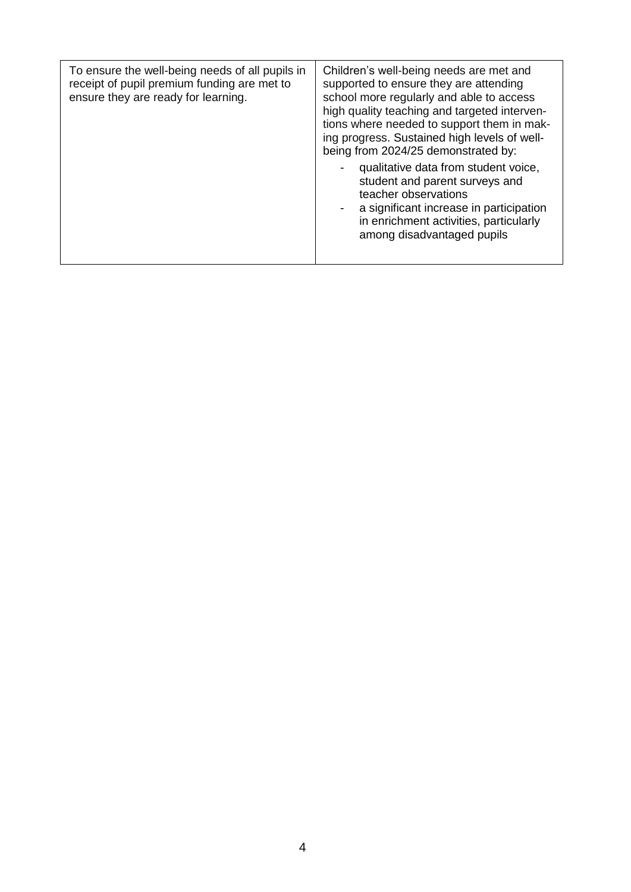| | |
|---|---|
| To ensure the well-being needs of all pupils in receipt of pupil premium funding are met to ensure they are ready for learning. | Children's well-being needs are met and supported to ensure they are attending school more regularly and able to access high quality teaching and targeted interventions where needed to support them in making progress. Sustained high levels of well-being from 2024/25 demonstrated by:<br>- qualitative data from student voice, student and parent surveys and teacher observations<br>- a significant increase in participation in enrichment activities, particularly among disadvantaged pupils |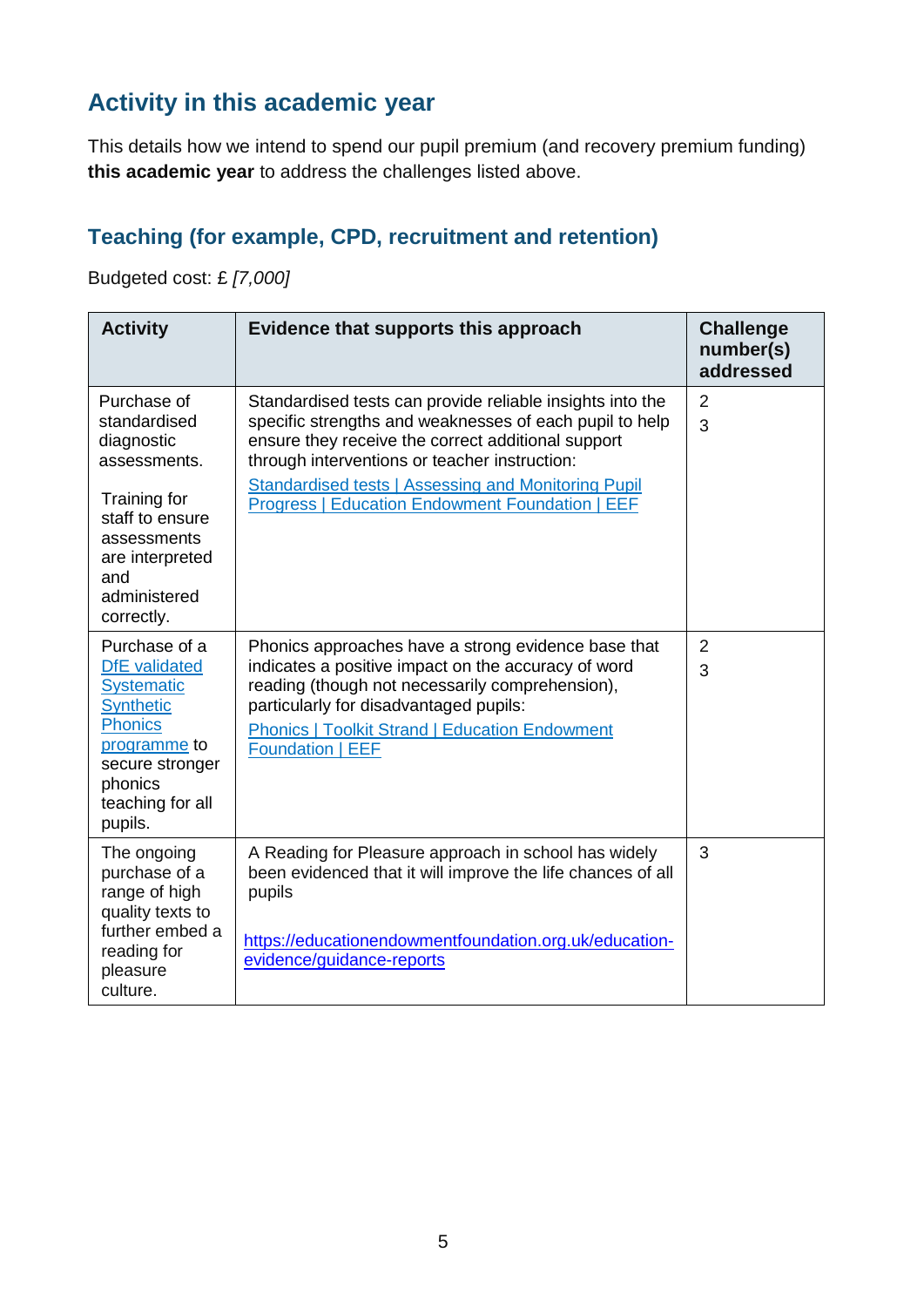## Activity in this academic year

This details how we intend to spend our pupil premium (and recovery premium funding) **this academic year** to address the challenges listed above.

### Teaching (for example, CPD, recruitment and retention)

Budgeted cost: £ *[7,000]*

| Activity | Evidence that supports this approach | Challenge number(s) addressed |
|---|---|---|
| Purchase of standardised diagnostic assessments.<br><br>Training for staff to ensure assessments are interpreted and administered correctly. | Standardised tests can provide reliable insights into the specific strengths and weaknesses of each pupil to help ensure they receive the correct additional support through interventions or teacher instruction:<br>Standardised tests \| Assessing and Monitoring Pupil Progress \| Education Endowment Foundation \| EEF | 2<br>3 |
| Purchase of a DfE validated Systematic Synthetic Phonics programme to secure stronger phonics teaching for all pupils. | Phonics approaches have a strong evidence base that indicates a positive impact on the accuracy of word reading (though not necessarily comprehension), particularly for disadvantaged pupils:<br>Phonics \| Toolkit Strand \| Education Endowment Foundation \| EEF | 2<br>3 |
| The ongoing purchase of a range of high quality texts to further embed a reading for pleasure culture. | A Reading for Pleasure approach in school has widely been evidenced that it will improve the life chances of all pupils<br><br>https://educationendowmentfoundation.org.uk/education-evidence/guidance-reports | 3 |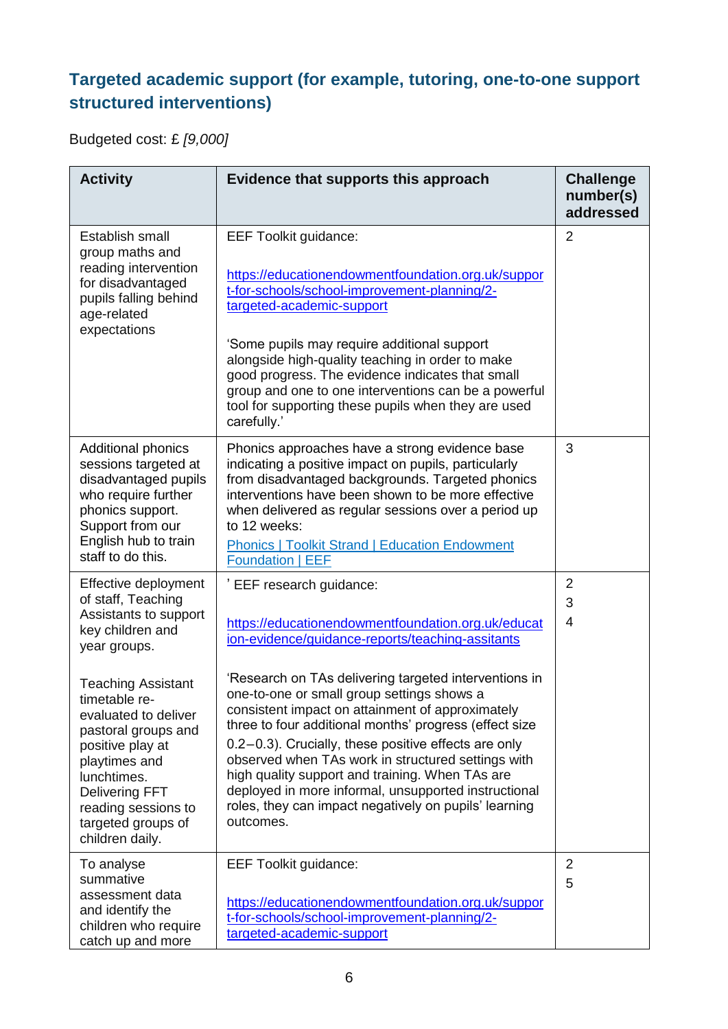## Targeted academic support (for example, tutoring, one-to-one support structured interventions)

Budgeted cost: £ *[9,000]*

| Activity | Evidence that supports this approach | Challenge number(s) addressed |
|---|---|---|
| Establish small group maths and reading intervention for disadvantaged pupils falling behind age-related expectations | EEF Toolkit guidance:<br><br>[https://educationendowmentfoundation.org.uk/support-for-schools/school-improvement-planning/2-targeted-academic-support](https://educationendowmentfoundation.org.uk/support-for-schools/school-improvement-planning/2-targeted-academic-support)<br><br>'Some pupils may require additional support alongside high-quality teaching in order to make good progress. The evidence indicates that small group and one to one interventions can be a powerful tool for supporting these pupils when they are used carefully.' | 2 |
| Additional phonics sessions targeted at disadvantaged pupils who require further phonics support. Support from our English hub to train staff to do this. | Phonics approaches have a strong evidence base indicating a positive impact on pupils, particularly from disadvantaged backgrounds. Targeted phonics interventions have been shown to be more effective when delivered as regular sessions over a period up to 12 weeks:<br>Phonics \| Toolkit Strand \| Education Endowment Foundation \| EEF | 3 |
| Effective deployment of staff, Teaching Assistants to support key children and year groups.<br><br>Teaching Assistant timetable re-evaluated to deliver pastoral groups and positive play at playtimes and lunchtimes. Delivering FFT reading sessions to targeted groups of children daily. | ' EEF research guidance:<br><br>[https://educationendowmentfoundation.org.uk/education-evidence/guidance-reports/teaching-assitants](https://educationendowmentfoundation.org.uk/education-evidence/guidance-reports/teaching-assitants)<br><br>'Research on TAs delivering targeted interventions in one-to-one or small group settings shows a consistent impact on attainment of approximately three to four additional months' progress (effect size 0.2–0.3). Crucially, these positive effects are only observed when TAs work in structured settings with high quality support and training. When TAs are deployed in more informal, unsupported instructional roles, they can impact negatively on pupils' learning outcomes. | 2<br>3<br>4 |
| To analyse summative assessment data and identify the children who require catch up and more | EEF Toolkit guidance:<br><br>[https://educationendowmentfoundation.org.uk/support-for-schools/school-improvement-planning/2-targeted-academic-support](https://educationendowmentfoundation.org.uk/support-for-schools/school-improvement-planning/2-targeted-academic-support) | 2<br>5 |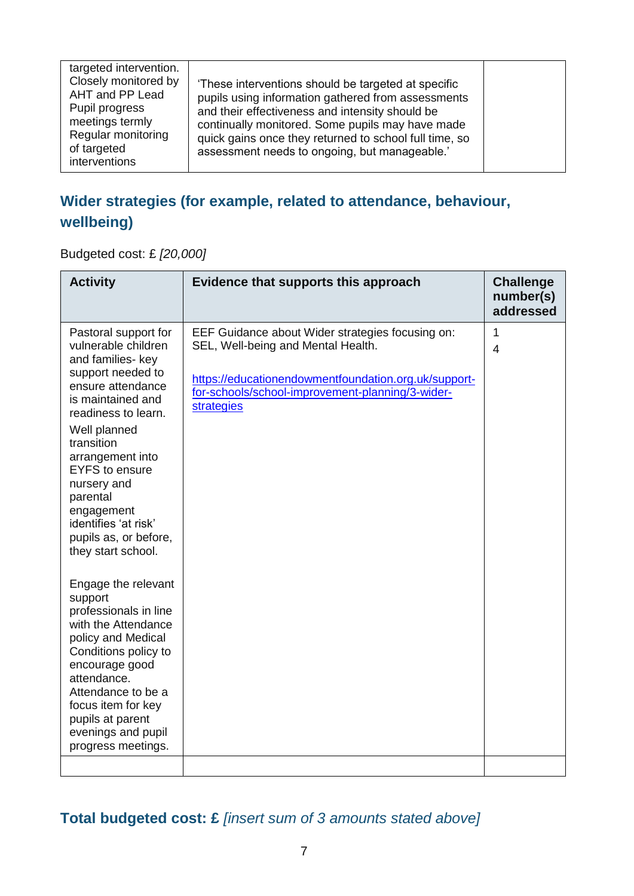| | | |
|---|---|---|
| targeted intervention. Closely monitored by AHT and PP Lead Pupil progress meetings termly Regular monitoring of targeted interventions | 'These interventions should be targeted at specific pupils using information gathered from assessments and their effectiveness and intensity should be continually monitored. Some pupils may have made quick gains once they returned to school full time, so assessment needs to ongoing, but manageable.' | |

## Wider strategies (for example, related to attendance, behaviour, wellbeing)

Budgeted cost: £ *[20,000]*

| Activity | Evidence that supports this approach | Challenge number(s) addressed |
|---|---|---|
| Pastoral support for vulnerable children and families- key support needed to ensure attendance is maintained and readiness to learn.<br><br>Well planned transition arrangement into EYFS to ensure nursery and parental engagement identifies 'at risk' pupils as, or before, they start school.<br><br>Engage the relevant support professionals in line with the Attendance policy and Medical Conditions policy to encourage good attendance. Attendance to be a focus item for key pupils at parent evenings and pupil progress meetings. | EEF Guidance about Wider strategies focusing on: SEL, Well-being and Mental Health.<br><br>https://educationendowmentfoundation.org.uk/support-for-schools/school-improvement-planning/3-wider-strategies | 1<br>4 |
| | | |

## Total budgeted cost: £ *[insert sum of 3 amounts stated above]*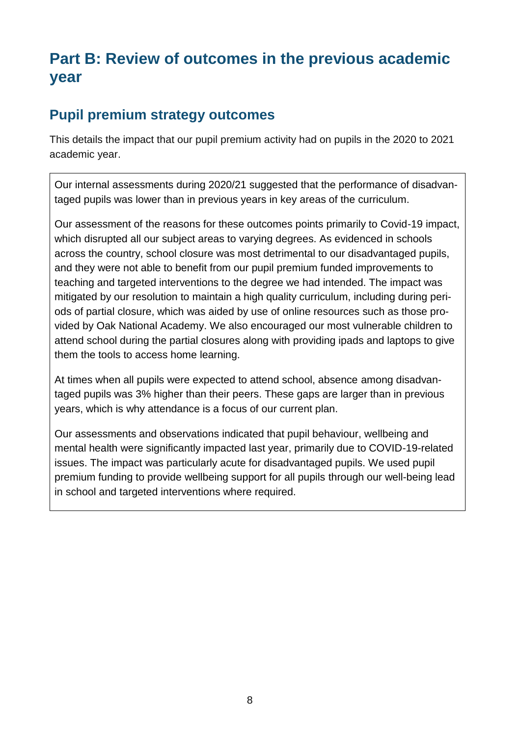# Part B: Review of outcomes in the previous academic year

## Pupil premium strategy outcomes

This details the impact that our pupil premium activity had on pupils in the 2020 to 2021 academic year.

Our internal assessments during 2020/21 suggested that the performance of disadvantaged pupils was lower than in previous years in key areas of the curriculum.

Our assessment of the reasons for these outcomes points primarily to Covid-19 impact, which disrupted all our subject areas to varying degrees. As evidenced in schools across the country, school closure was most detrimental to our disadvantaged pupils, and they were not able to benefit from our pupil premium funded improvements to teaching and targeted interventions to the degree we had intended. The impact was mitigated by our resolution to maintain a high quality curriculum, including during periods of partial closure, which was aided by use of online resources such as those provided by Oak National Academy. We also encouraged our most vulnerable children to attend school during the partial closures along with providing ipads and laptops to give them the tools to access home learning.

At times when all pupils were expected to attend school, absence among disadvantaged pupils was 3% higher than their peers. These gaps are larger than in previous years, which is why attendance is a focus of our current plan.

Our assessments and observations indicated that pupil behaviour, wellbeing and mental health were significantly impacted last year, primarily due to COVID-19-related issues. The impact was particularly acute for disadvantaged pupils. We used pupil premium funding to provide wellbeing support for all pupils through our well-being lead in school and targeted interventions where required.